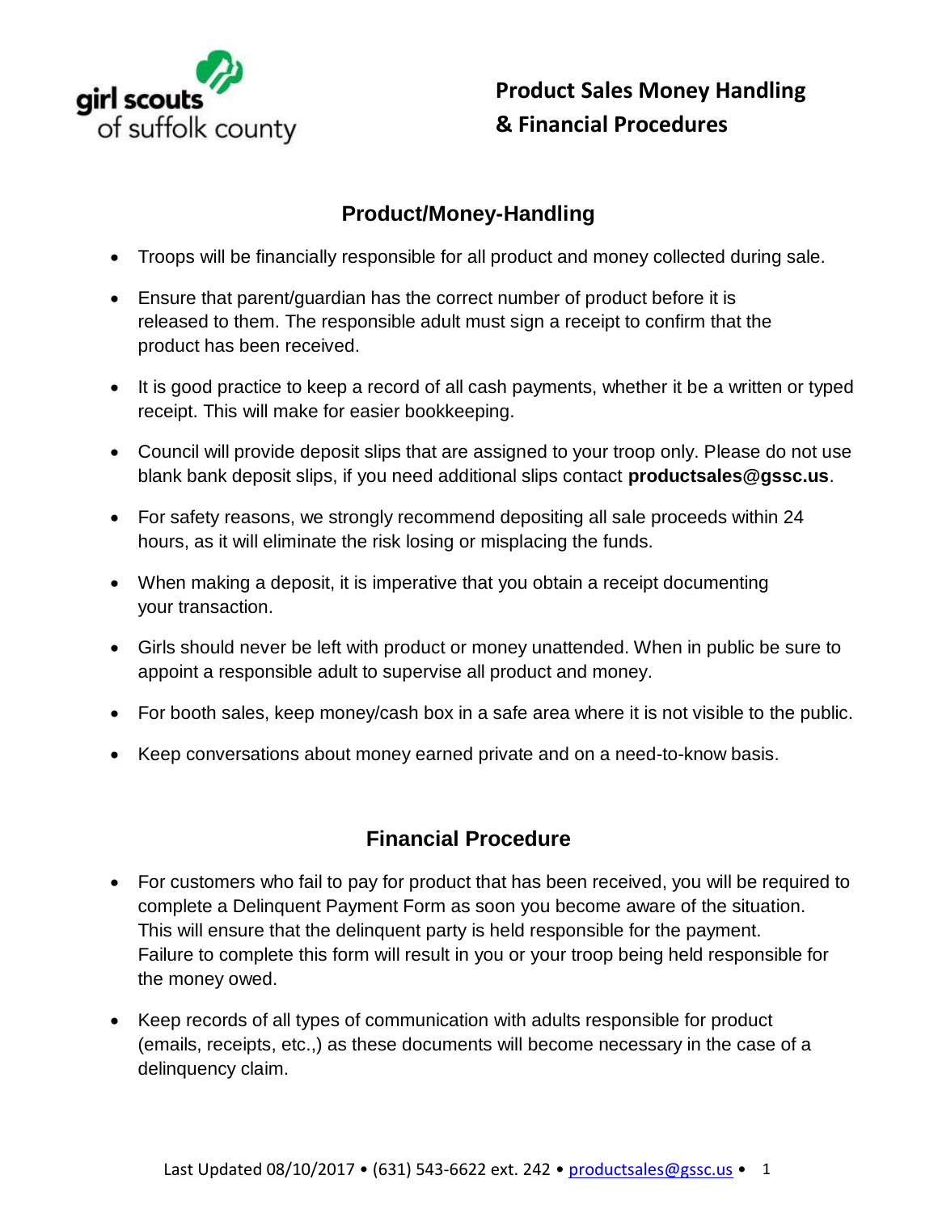girl scouts of suffolk county

# Product Sales Money Handling & Financial Procedures

## Product/Money-Handling

- Troops will be financially responsible for all product and money collected during sale.
- Ensure that parent/guardian has the correct number of product before it is released to them. The responsible adult must sign a receipt to confirm that the product has been received.
- It is good practice to keep a record of all cash payments, whether it be a written or typed receipt. This will make for easier bookkeeping.
- Council will provide deposit slips that are assigned to your troop only. Please do not use blank bank deposit slips, if you need additional slips contact **productsales@gssc.us**.
- For safety reasons, we strongly recommend depositing all sale proceeds within 24 hours, as it will eliminate the risk losing or misplacing the funds.
- When making a deposit, it is imperative that you obtain a receipt documenting your transaction.
- Girls should never be left with product or money unattended. When in public be sure to appoint a responsible adult to supervise all product and money.
- For booth sales, keep money/cash box in a safe area where it is not visible to the public.
- Keep conversations about money earned private and on a need-to-know basis.

## Financial Procedure

- For customers who fail to pay for product that has been received, you will be required to complete a Delinquent Payment Form as soon you become aware of the situation. This will ensure that the delinquent party is held responsible for the payment. Failure to complete this form will result in you or your troop being held responsible for the money owed.
- Keep records of all types of communication with adults responsible for product (emails, receipts, etc.,) as these documents will become necessary in the case of a delinquency claim.

Last Updated 08/10/2017 • (631) 543-6622 ext. 242 • productsales@gssc.us •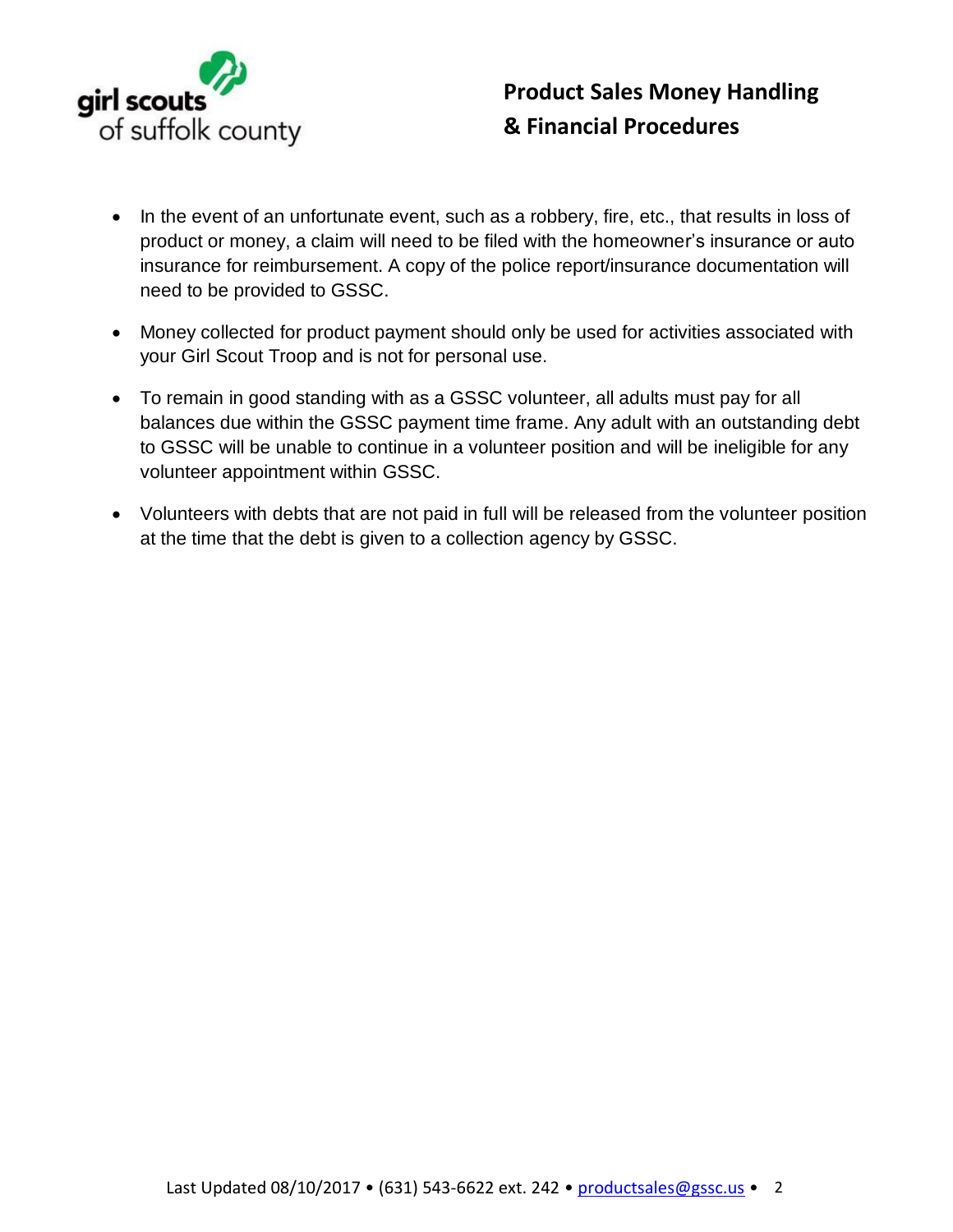- In the event of an unfortunate event, such as a robbery, fire, etc., that results in loss of product or money, a claim will need to be filed with the homeowner's insurance or auto insurance for reimbursement. A copy of the police report/insurance documentation will need to be provided to GSSC.

- Money collected for product payment should only be used for activities associated with your Girl Scout Troop and is not for personal use.

- To remain in good standing with as a GSSC volunteer, all adults must pay for all balances due within the GSSC payment time frame. Any adult with an outstanding debt to GSSC will be unable to continue in a volunteer position and will be ineligible for any volunteer appointment within GSSC.

- Volunteers with debts that are not paid in full will be released from the volunteer position at the time that the debt is given to a collection agency by GSSC.